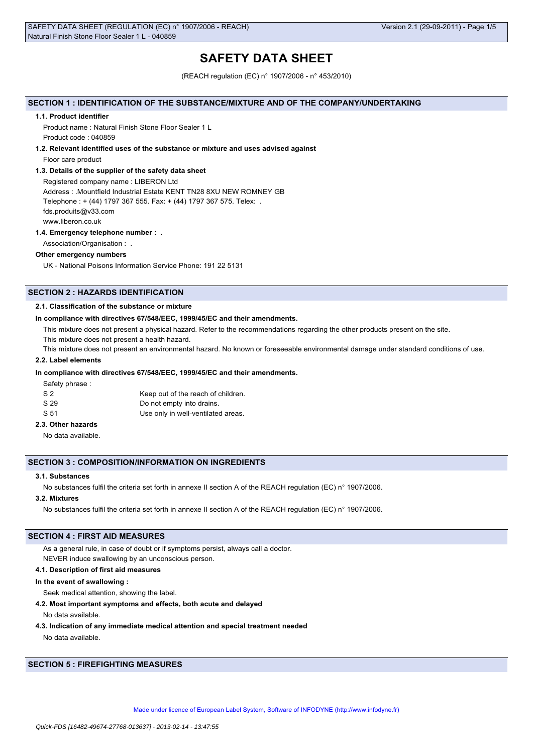# SAFETY DATA SHEET

(REACH regulation (EC) n° 1907/2006 - n° 453/2010)

## SECTION 1 : IDENTIFICATION OF THE SUBSTANCE/MIXTURE AND OF THE COMPANY/UNDERTAKING

### 1.1. Product identifier

Product name : Natural Finish Stone Floor Sealer 1 L

Product code : 040859

### 1.2. Relevant identified uses of the substance or mixture and uses advised against

Floor care product

### 1.3. Details of the supplier of the safety data sheet

Registered company name : LIBERON Ltd

Address : .Mountfield Industrial Estate KENT TN28 8XU NEW ROMNEY GB

Telephone : + (44) 1797 367 555. Fax: + (44) 1797 367 575. Telex: .

fds.produits@v33.com

www.liberon.co.uk

### 1.4. Emergency telephone number : .

Association/Organisation : .

**Other emergency numbers**

UK - National Poisons Information Service Phone: 191 22 5131

## SECTION 2 : HAZARDS IDENTIFICATION

### 2.1. Classification of the substance or mixture

**In compliance with directives 67/548/EEC, 1999/45/EC and their amendments.**

This mixture does not present a physical hazard. Refer to the recommendations regarding the other products present on the site.

This mixture does not present a health hazard.

This mixture does not present an environmental hazard. No known or foreseeable environmental damage under standard conditions of use.

### 2.2. Label elements

**In compliance with directives 67/548/EEC, 1999/45/EC and their amendments.**

Safety phrase :

| | |
|---|---|
| S 2 | Keep out of the reach of children. |
| S 29 | Do not empty into drains. |
| S 51 | Use only in well-ventilated areas. |

### 2.3. Other hazards

No data available.

## SECTION 3 : COMPOSITION/INFORMATION ON INGREDIENTS

### 3.1. Substances

No substances fulfil the criteria set forth in annexe II section A of the REACH regulation (EC) n° 1907/2006.

### 3.2. Mixtures

No substances fulfil the criteria set forth in annexe II section A of the REACH regulation (EC) n° 1907/2006.

## SECTION 4 : FIRST AID MEASURES

As a general rule, in case of doubt or if symptoms persist, always call a doctor.

NEVER induce swallowing by an unconscious person.

### 4.1. Description of first aid measures

**In the event of swallowing :**

Seek medical attention, showing the label.

### 4.2. Most important symptoms and effects, both acute and delayed

No data available.

### 4.3. Indication of any immediate medical attention and special treatment needed

No data available.

## SECTION 5 : FIREFIGHTING MEASURES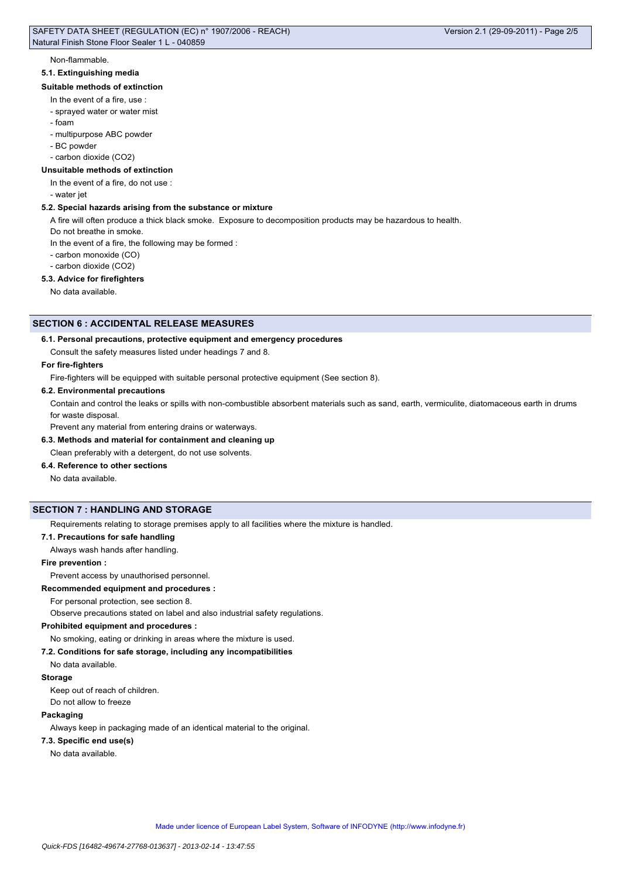Non-flammable.

#### 5.1. Extinguishing media

**Suitable methods of extinction**

In the event of a fire, use :

- sprayed water or water mist
- foam
- multipurpose ABC powder
- BC powder
- carbon dioxide ($CO_2$)

**Unsuitable methods of extinction**

In the event of a fire, do not use :

- water jet

#### 5.2. Special hazards arising from the substance or mixture

A fire will often produce a thick black smoke. Exposure to decomposition products may be hazardous to health.

Do not breathe in smoke.

In the event of a fire, the following may be formed :

- carbon monoxide (CO)
- carbon dioxide ($CO_2$)

#### 5.3. Advice for firefighters

No data available.

## SECTION 6 : ACCIDENTAL RELEASE MEASURES

#### 6.1. Personal precautions, protective equipment and emergency procedures

Consult the safety measures listed under headings 7 and 8.

**For fire-fighters**

Fire-fighters will be equipped with suitable personal protective equipment (See section 8).

#### 6.2. Environmental precautions

Contain and control the leaks or spills with non-combustible absorbent materials such as sand, earth, vermiculite, diatomaceous earth in drums for waste disposal.

Prevent any material from entering drains or waterways.

#### 6.3. Methods and material for containment and cleaning up

Clean preferably with a detergent, do not use solvents.

#### 6.4. Reference to other sections

No data available.

## SECTION 7 : HANDLING AND STORAGE

Requirements relating to storage premises apply to all facilities where the mixture is handled.

#### 7.1. Precautions for safe handling

Always wash hands after handling.

**Fire prevention :**

Prevent access by unauthorised personnel.

**Recommended equipment and procedures :**

For personal protection, see section 8.

Observe precautions stated on label and also industrial safety regulations.

**Prohibited equipment and procedures :**

No smoking, eating or drinking in areas where the mixture is used.

#### 7.2. Conditions for safe storage, including any incompatibilities

No data available.

**Storage**

Keep out of reach of children.

Do not allow to freeze

**Packaging**

Always keep in packaging made of an identical material to the original.

#### 7.3. Specific end use(s)

No data available.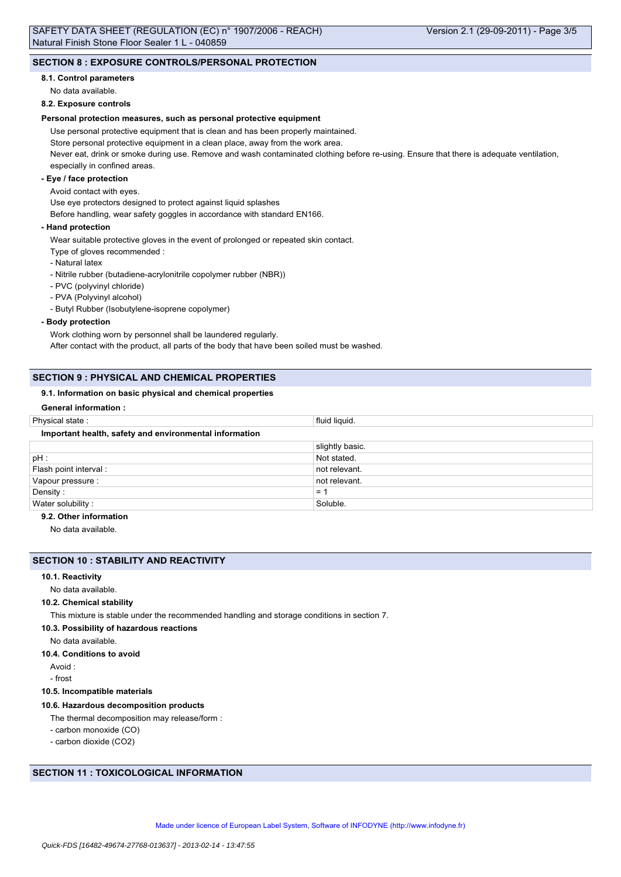## SECTION 8 : EXPOSURE CONTROLS/PERSONAL PROTECTION

### 8.1. Control parameters

No data available.

### 8.2. Exposure controls

**Personal protection measures, such as personal protective equipment**

Use personal protective equipment that is clean and has been properly maintained.

Store personal protective equipment in a clean place, away from the work area.

Never eat, drink or smoke during use. Remove and wash contaminated clothing before re-using. Ensure that there is adequate ventilation, especially in confined areas.

**- Eye / face protection**

Avoid contact with eyes.

Use eye protectors designed to protect against liquid splashes

Before handling, wear safety goggles in accordance with standard EN166.

**- Hand protection**

Wear suitable protective gloves in the event of prolonged or repeated skin contact.

Type of gloves recommended :

- Natural latex
- Nitrile rubber (butadiene-acrylonitrile copolymer rubber (NBR))
- PVC (polyvinyl chloride)
- PVA (Polyvinyl alcohol)
- Butyl Rubber (Isobutylene-isoprene copolymer)

**- Body protection**

Work clothing worn by personnel shall be laundered regularly.

After contact with the product, all parts of the body that have been soiled must be washed.

## SECTION 9 : PHYSICAL AND CHEMICAL PROPERTIES

### 9.1. Information on basic physical and chemical properties

**General information :**

| Physical state : | fluid liquid. |
|---|---|

**Important health, safety and environmental information**

| | slightly basic. |
|---|---|
| pH : | Not stated. |
| Flash point interval : | not relevant. |
| Vapour pressure : | not relevant. |
| Density : | = 1 |
| Water solubility : | Soluble. |

### 9.2. Other information

No data available.

## SECTION 10 : STABILITY AND REACTIVITY

### 10.1. Reactivity

No data available.

### 10.2. Chemical stability

This mixture is stable under the recommended handling and storage conditions in section 7.

### 10.3. Possibility of hazardous reactions

No data available.

### 10.4. Conditions to avoid

Avoid :

- frost

### 10.5. Incompatible materials

### 10.6. Hazardous decomposition products

The thermal decomposition may release/form :

- carbon monoxide (CO)
- carbon dioxide ($CO_2$)

## SECTION 11 : TOXICOLOGICAL INFORMATION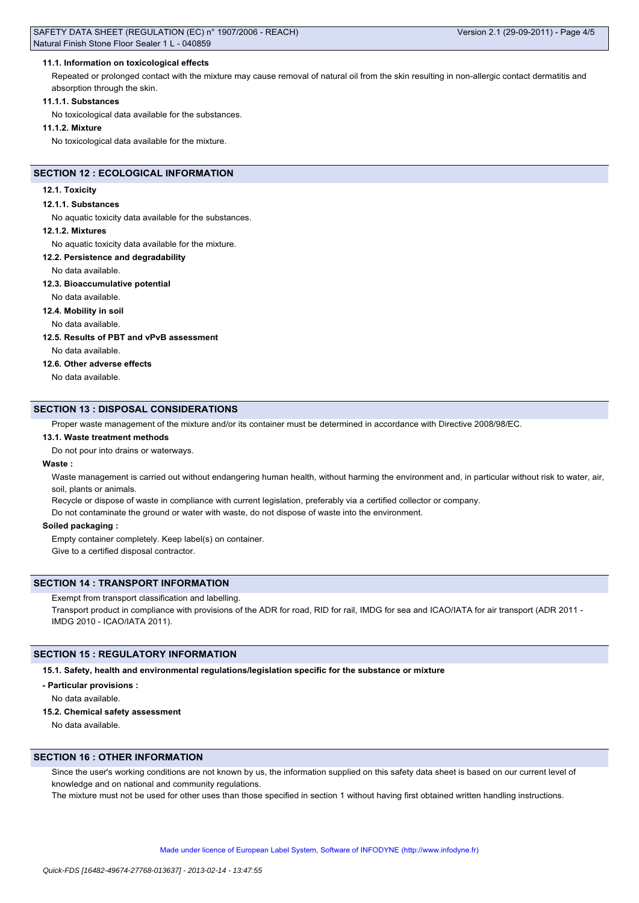### 11.1. Information on toxicological effects

Repeated or prolonged contact with the mixture may cause removal of natural oil from the skin resulting in non-allergic contact dermatitis and absorption through the skin.

#### 11.1.1. Substances

No toxicological data available for the substances.

#### 11.1.2. Mixture

No toxicological data available for the mixture.

## SECTION 12 : ECOLOGICAL INFORMATION

### 12.1. Toxicity

#### 12.1.1. Substances

No aquatic toxicity data available for the substances.

#### 12.1.2. Mixtures

No aquatic toxicity data available for the mixture.

### 12.2. Persistence and degradability

No data available.

### 12.3. Bioaccumulative potential

No data available.

### 12.4. Mobility in soil

No data available.

### 12.5. Results of PBT and vPvB assessment

No data available.

### 12.6. Other adverse effects

No data available.

## SECTION 13 : DISPOSAL CONSIDERATIONS

Proper waste management of the mixture and/or its container must be determined in accordance with Directive 2008/98/EC.

### 13.1. Waste treatment methods

Do not pour into drains or waterways.

**Waste :**

Waste management is carried out without endangering human health, without harming the environment and, in particular without risk to water, air, soil, plants or animals.

Recycle or dispose of waste in compliance with current legislation, preferably via a certified collector or company.

Do not contaminate the ground or water with waste, do not dispose of waste into the environment.

**Soiled packaging :**

Empty container completely. Keep label(s) on container.

Give to a certified disposal contractor.

## SECTION 14 : TRANSPORT INFORMATION

Exempt from transport classification and labelling.

Transport product in compliance with provisions of the ADR for road, RID for rail, IMDG for sea and ICAO/IATA for air transport (ADR 2011 - IMDG 2010 - ICAO/IATA 2011).

## SECTION 15 : REGULATORY INFORMATION

### 15.1. Safety, health and environmental regulations/legislation specific for the substance or mixture

**- Particular provisions :**

No data available.

### 15.2. Chemical safety assessment

No data available.

## SECTION 16 : OTHER INFORMATION

Since the user's working conditions are not known by us, the information supplied on this safety data sheet is based on our current level of knowledge and on national and community regulations.

The mixture must not be used for other uses than those specified in section 1 without having first obtained written handling instructions.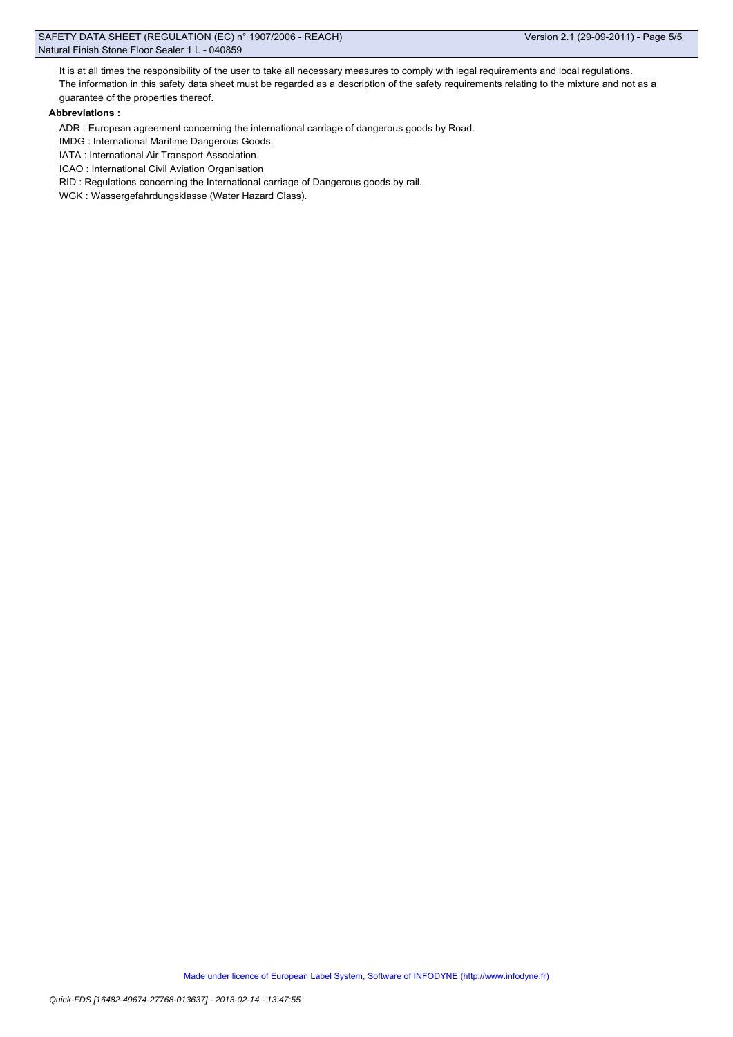It is at all times the responsibility of the user to take all necessary measures to comply with legal requirements and local regulations.
The information in this safety data sheet must be regarded as a description of the safety requirements relating to the mixture and not as a guarantee of the properties thereof.

**Abbreviations :**

ADR : European agreement concerning the international carriage of dangerous goods by Road.

IMDG : International Maritime Dangerous Goods.

IATA : International Air Transport Association.

ICAO : International Civil Aviation Organisation

RID : Regulations concerning the International carriage of Dangerous goods by rail.

WGK : Wassergefahrdungsklasse (Water Hazard Class).